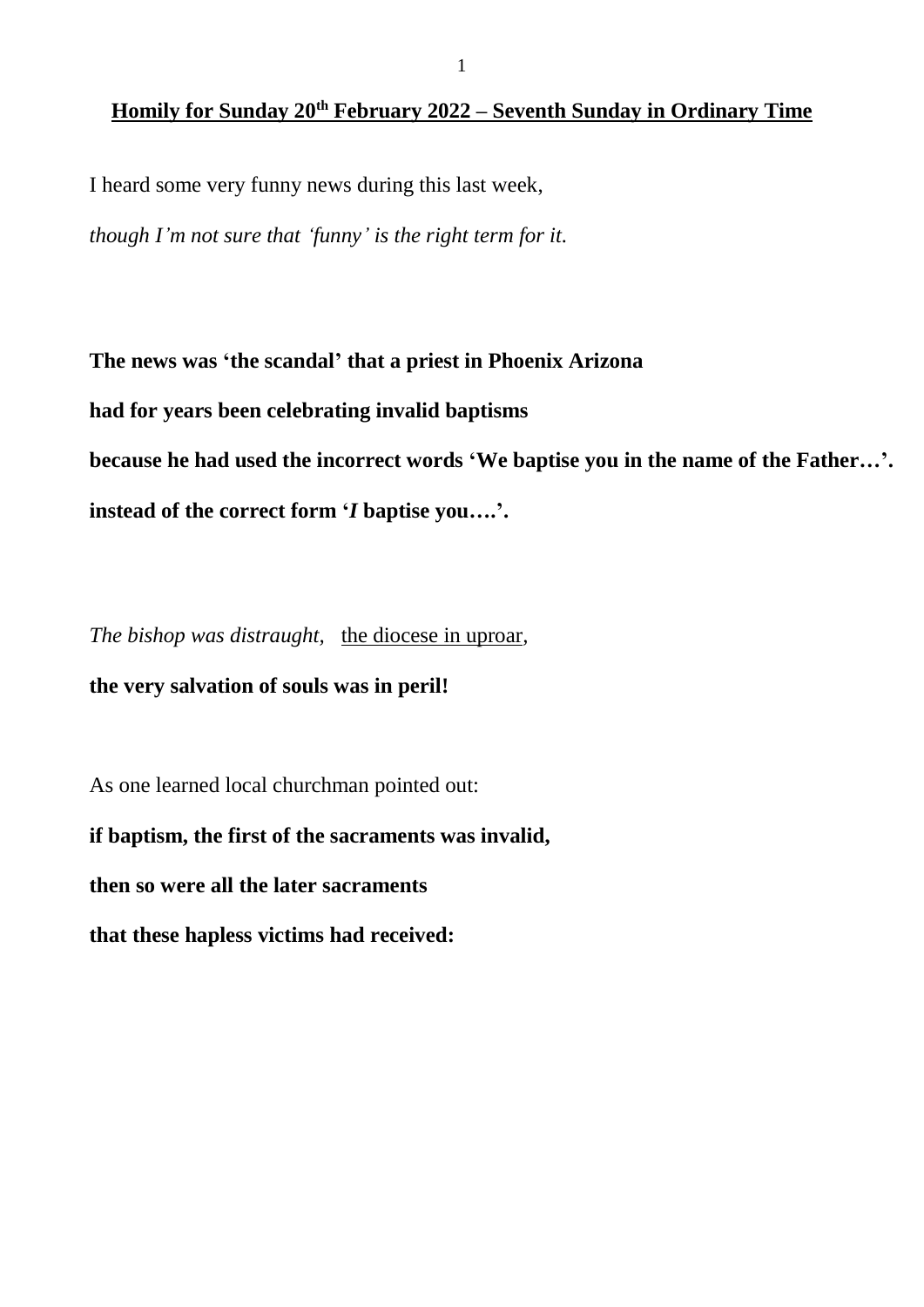# **Homily for Sunday 20th February 2022 – Seventh Sunday in Ordinary Time**

I heard some very funny news during this last week,

*though I'm not sure that 'funny' is the right term for it.*

**The news was 'the scandal' that a priest in Phoenix Arizona**

**had for years been celebrating invalid baptisms**

**because he had used the incorrect words 'We baptise you in the name of the Father…'.**

**instead of the correct form '*I* baptise you….'.**

*The bishop was distraught*, <u>the diocese in uproar</u>,

**the very salvation of souls was in peril!**

As one learned local churchman pointed out:

**if baptism, the first of the sacraments was invalid,**

**then so were all the later sacraments**

**that these hapless victims had received:**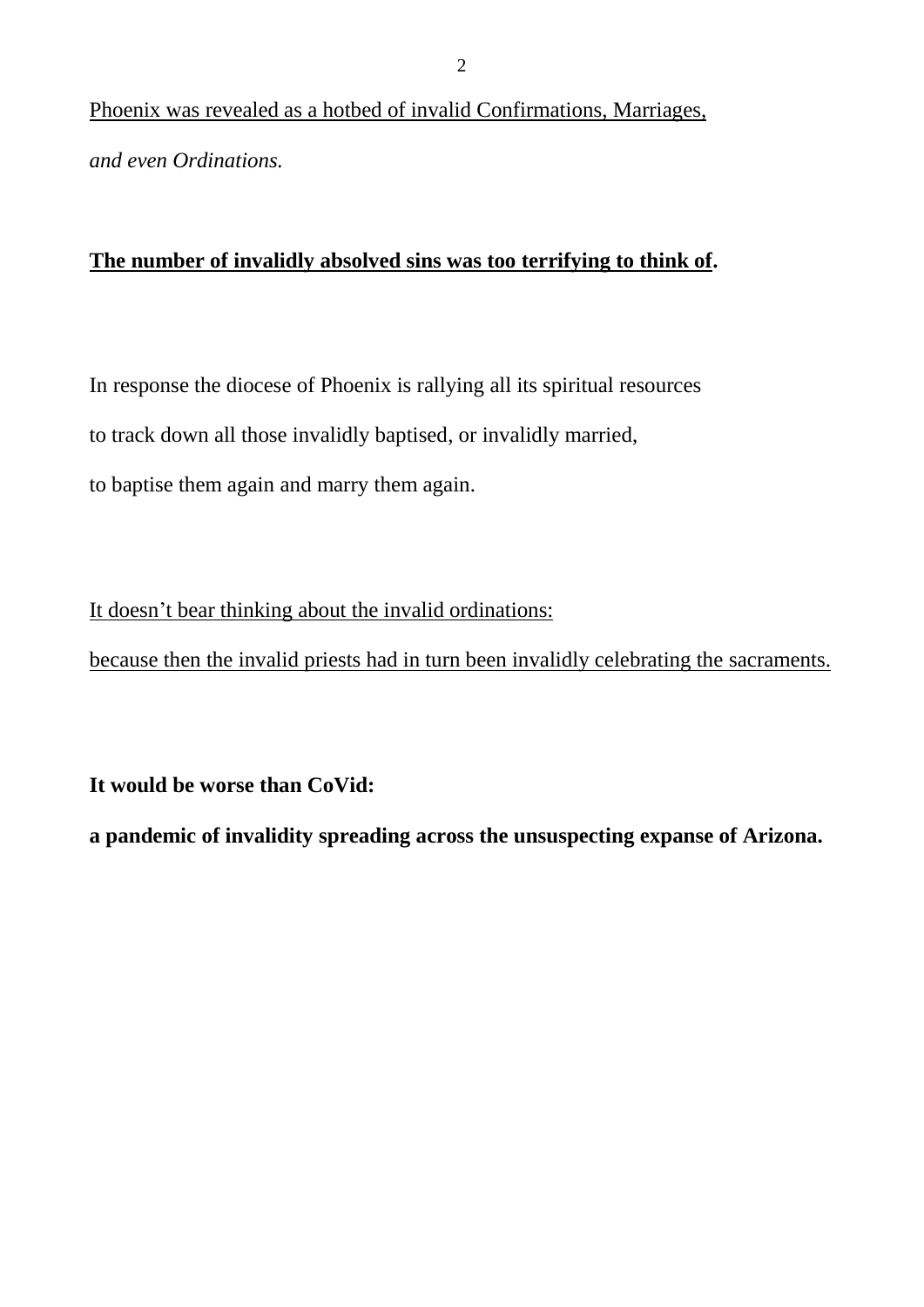Phoenix was revealed as a hotbed of invalid Confirmations, Marriages,
*and even Ordinations.*

**The number of invalidly absolved sins was too terrifying to think of.**

In response the diocese of Phoenix is rallying all its spiritual resources
to track down all those invalidly baptised, or invalidly married,
to baptise them again and marry them again.

It doesn't bear thinking about the invalid ordinations:
because then the invalid priests had in turn been invalidly celebrating the sacraments.

**It would be worse than CoVid:**
**a pandemic of invalidity spreading across the unsuspecting expanse of Arizona.**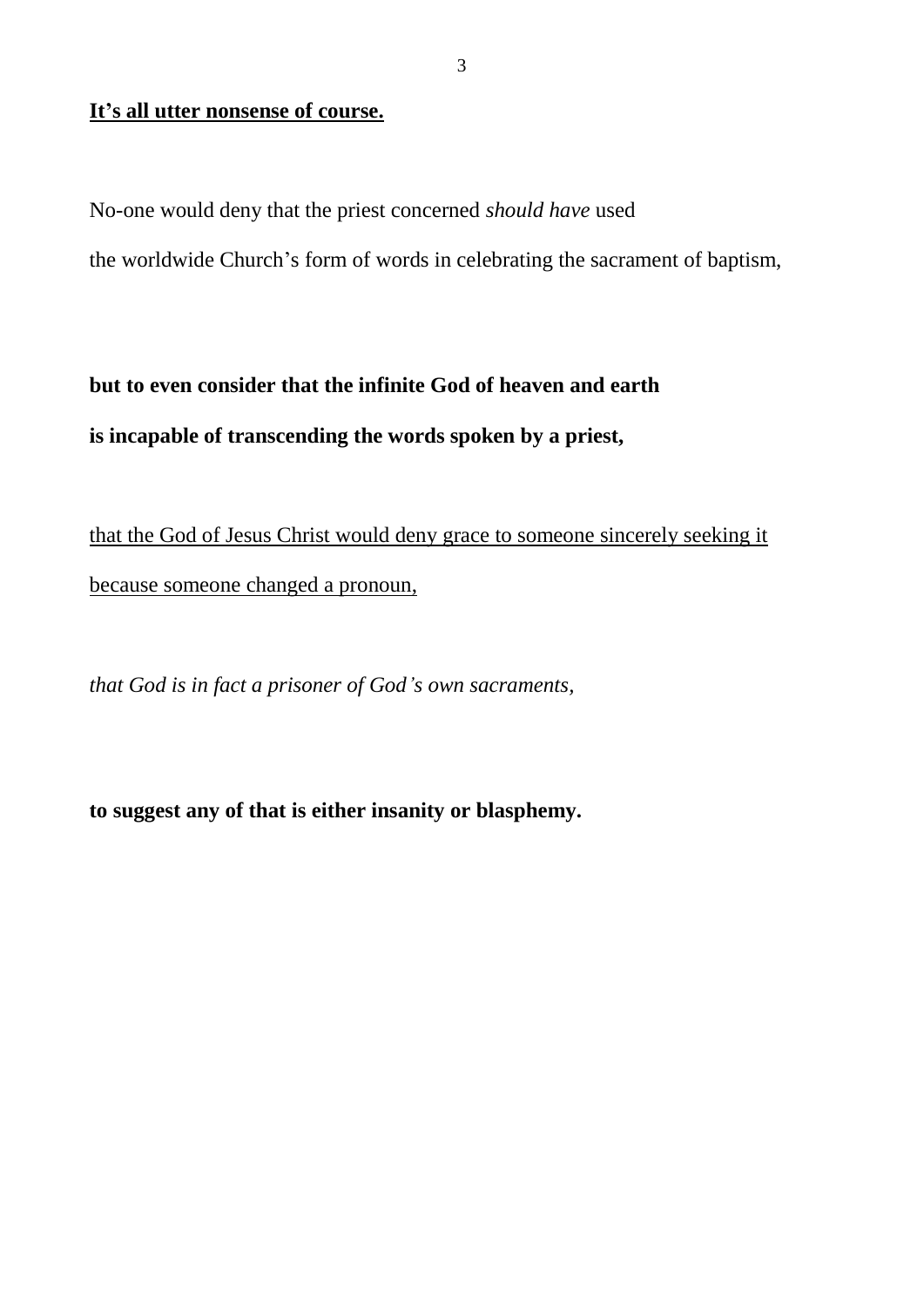<u>**It's all utter nonsense of course.**</u>

No-one would deny that the priest concerned *should have* used
the worldwide Church's form of words in celebrating the sacrament of baptism,

**but to even consider that the infinite God of heaven and earth**
**is incapable of transcending the words spoken by a priest,**

<u>that the God of Jesus Christ would deny grace to someone sincerely seeking it</u>
<u>because someone changed a pronoun,</u>

*that God is in fact a prisoner of God's own sacraments,*

**to suggest any of that is either insanity or blasphemy.**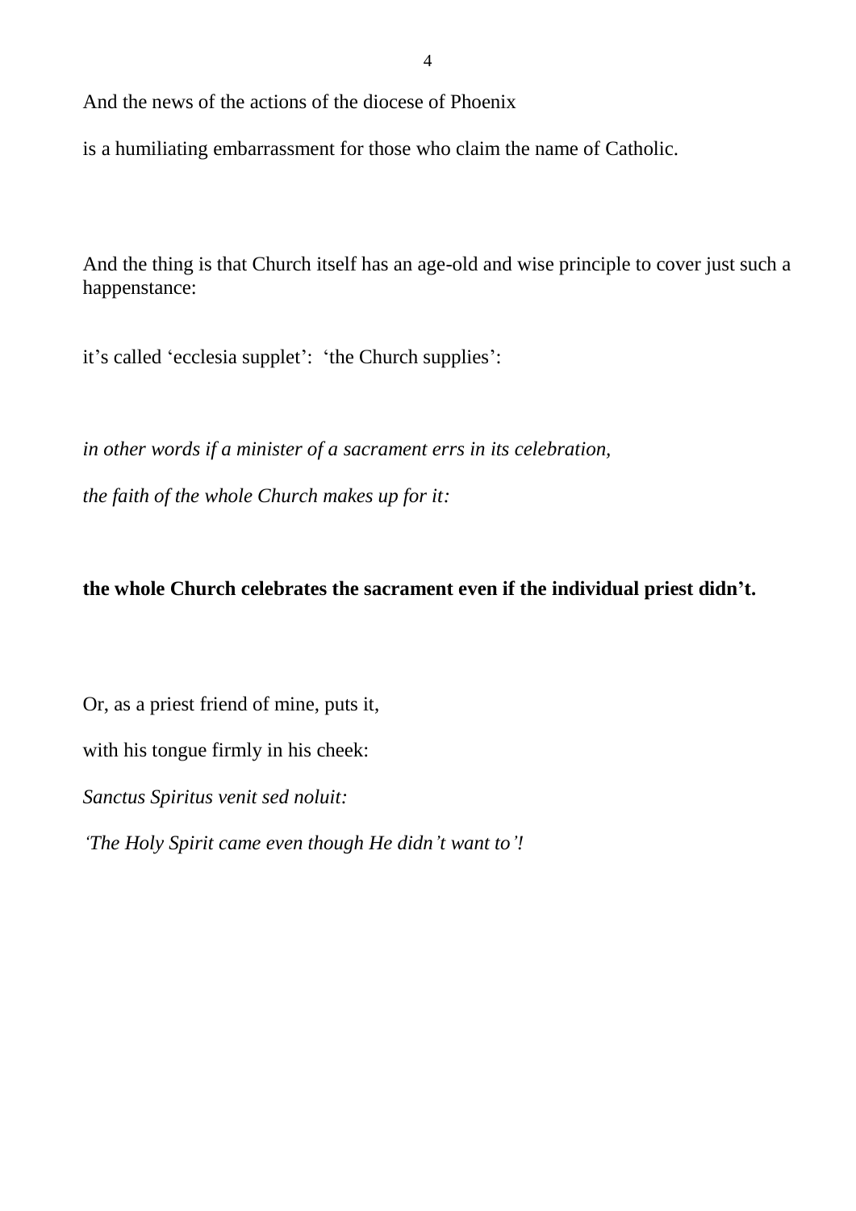And the news of the actions of the diocese of Phoenix

is a humiliating embarrassment for those who claim the name of Catholic.

And the thing is that Church itself has an age-old and wise principle to cover just such a happenstance:

it’s called ‘ecclesia supplet’: ‘the Church supplies’:

*in other words if a minister of a sacrament errs in its celebration,*

*the faith of the whole Church makes up for it:*

**the whole Church celebrates the sacrament even if the individual priest didn’t.**

Or, as a priest friend of mine, puts it,

with his tongue firmly in his cheek:

*Sanctus Spiritus venit sed noluit:*

*‘The Holy Spirit came even though He didn’t want to’!*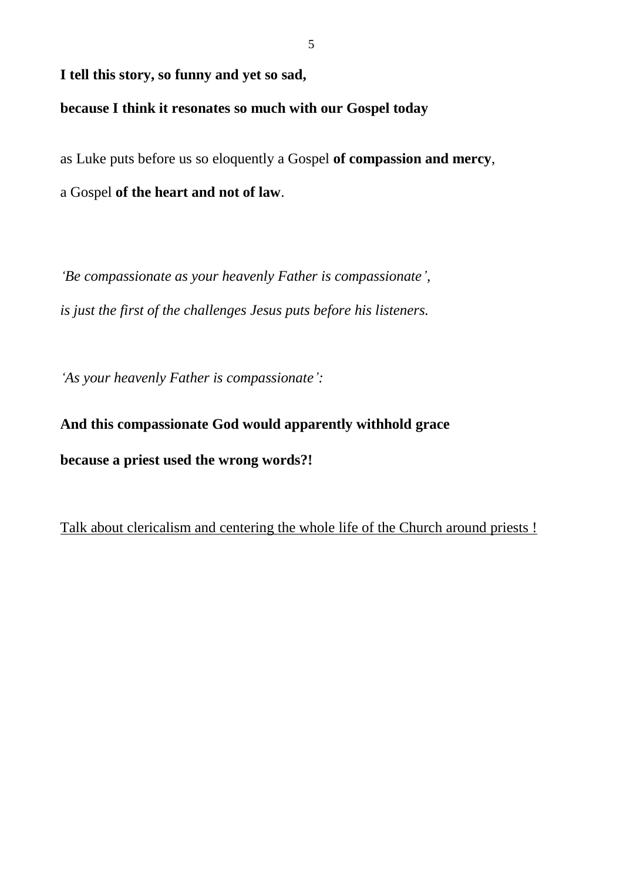**I tell this story, so funny and yet so sad,**

**because I think it resonates so much with our Gospel today**

as Luke puts before us so eloquently a Gospel **of compassion and mercy**,

a Gospel **of the heart and not of law**.

*'Be compassionate as your heavenly Father is compassionate',*

*is just the first of the challenges Jesus puts before his listeners.*

*'As your heavenly Father is compassionate':*

**And this compassionate God would apparently withhold grace**

**because a priest used the wrong words?!**

<u>Talk about clericalism and centering the whole life of the Church around priests !</u>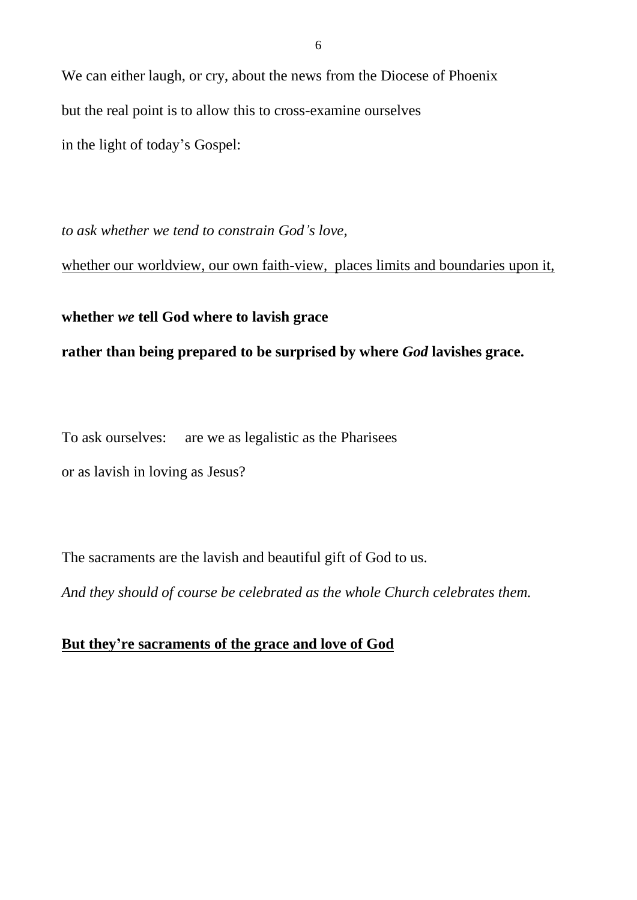We can either laugh, or cry, about the news from the Diocese of Phoenix

but the real point is to allow this to cross-examine ourselves

in the light of today's Gospel:

*to ask whether we tend to constrain God's love,*

<u>whether our worldview, our own faith-view, places limits and boundaries upon it,</u>

**whether *we* tell God where to lavish grace**

**rather than being prepared to be surprised by where *God* lavishes grace.**

To ask ourselves: are we as legalistic as the Pharisees

or as lavish in loving as Jesus?

The sacraments are the lavish and beautiful gift of God to us.

*And they should of course be celebrated as the whole Church celebrates them.*

<u>**But they're sacraments of the grace and love of God**</u>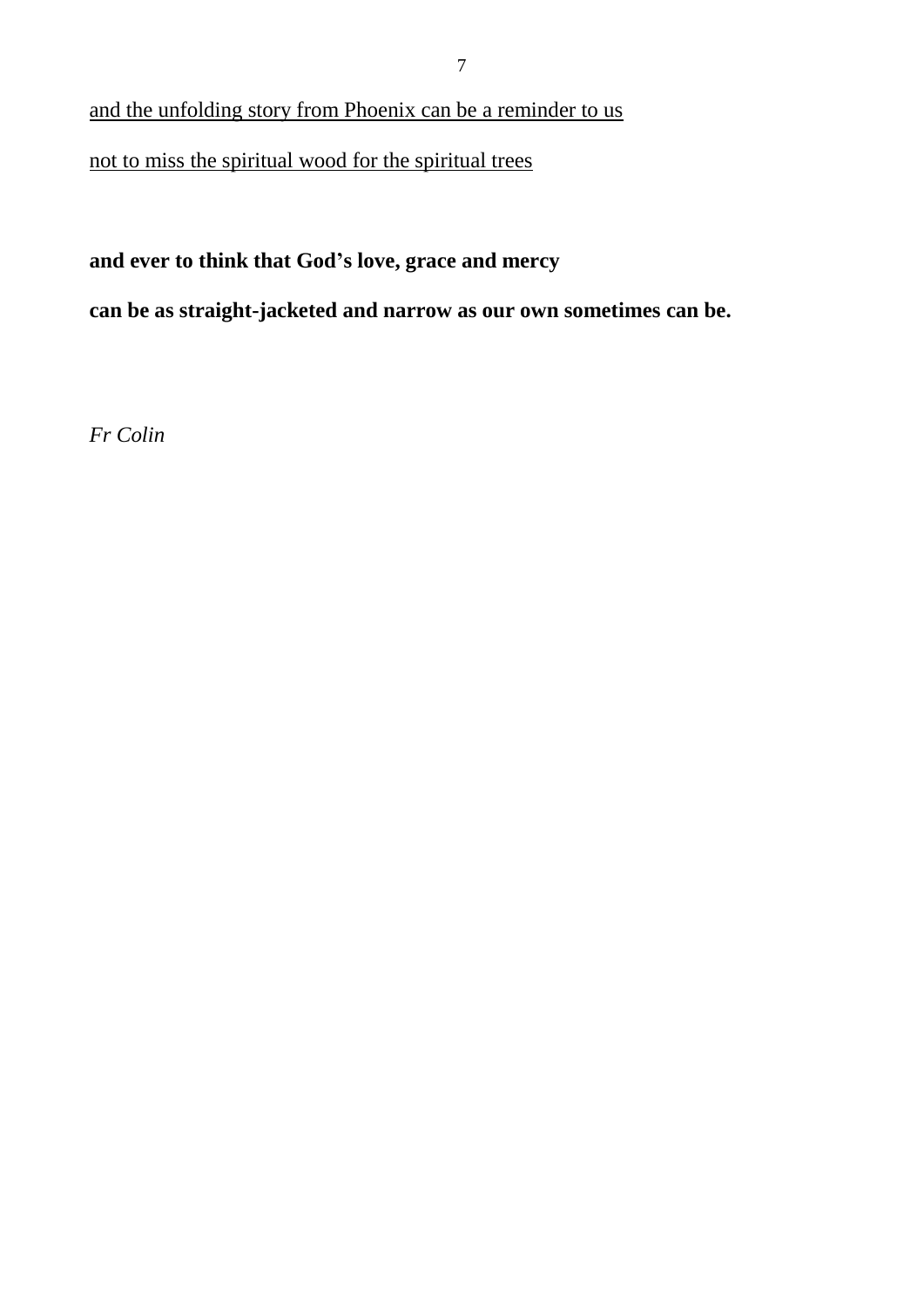<u>and the unfolding story from Phoenix can be a reminder to us</u>

<u>not to miss the spiritual wood for the spiritual trees</u>

**and ever to think that God’s love, grace and mercy**

**can be as straight-jacketed and narrow as our own sometimes can be.**

*Fr Colin*